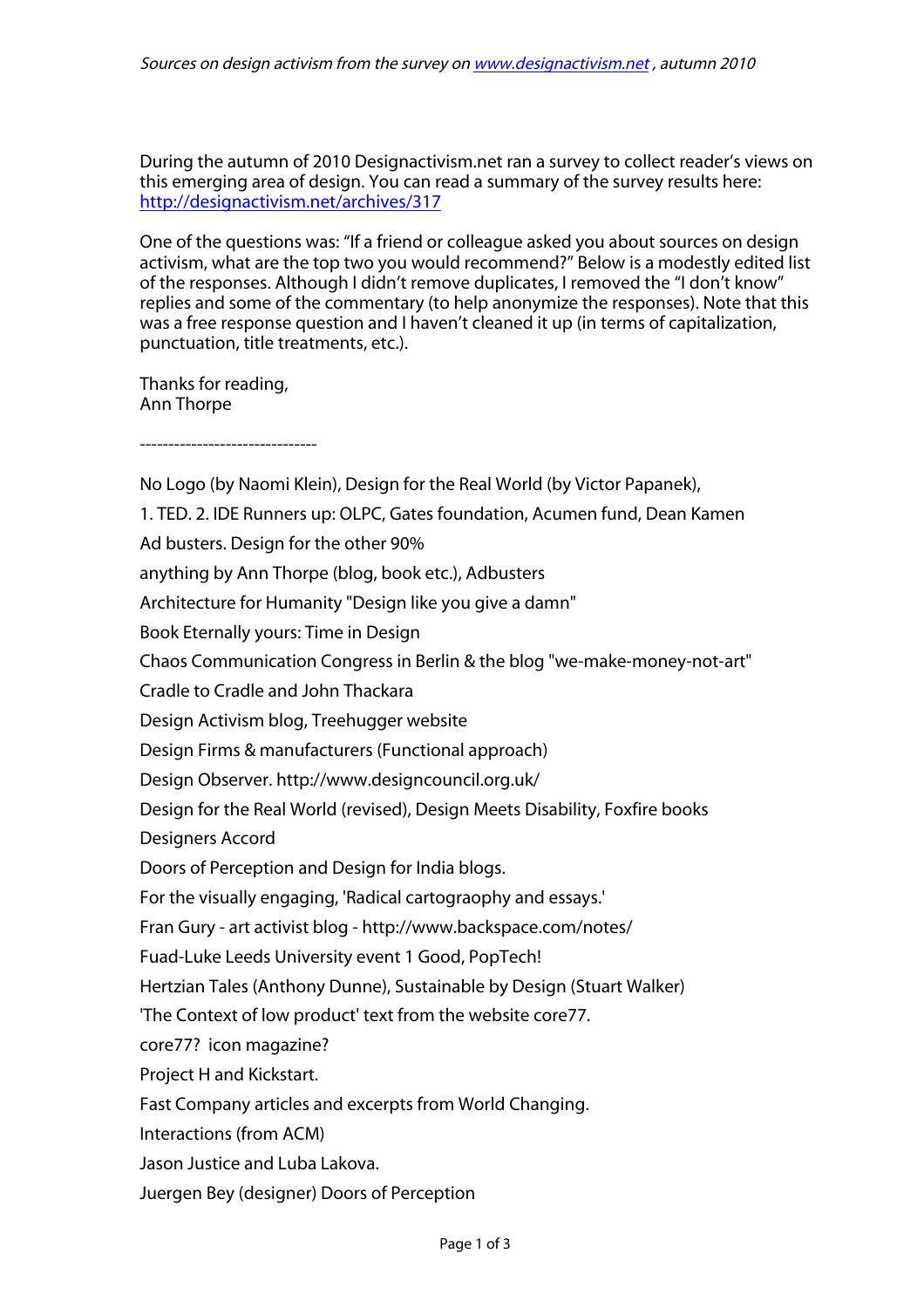*Sources on design activism from the survey on www.designactivism.net , autumn 2010*

During the autumn of 2010 Designactivism.net ran a survey to collect reader's views on this emerging area of design. You can read a summary of the survey results here: http://designactivism.net/archives/317

One of the questions was: "If a friend or colleague asked you about sources on design activism, what are the top two you would recommend?" Below is a modestly edited list of the responses. Although I didn't remove duplicates, I removed the "I don't know" replies and some of the commentary (to help anonymize the responses). Note that this was a free response question and I haven't cleaned it up (in terms of capitalization, punctuation, title treatments, etc.).

Thanks for reading,
Ann Thorpe

-------------------------------

No Logo (by Naomi Klein), Design for the Real World (by Victor Papanek),

1. TED. 2. IDE Runners up: OLPC, Gates foundation, Acumen fund, Dean Kamen

Ad busters. Design for the other 90%

anything by Ann Thorpe (blog, book etc.), Adbusters

Architecture for Humanity "Design like you give a damn"

Book Eternally yours: Time in Design

Chaos Communication Congress in Berlin & the blog "we-make-money-not-art"

Cradle to Cradle and John Thackara

Design Activism blog, Treehugger website

Design Firms & manufacturers (Functional approach)

Design Observer. http://www.designcouncil.org.uk/

Design for the Real World (revised), Design Meets Disability, Foxfire books

Designers Accord

Doors of Perception and Design for India blogs.

For the visually engaging, 'Radical cartograophy and essays.'

Fran Gury - art activist blog - http://www.backspace.com/notes/

Fuad-Luke Leeds University event 1 Good, PopTech!

Hertzian Tales (Anthony Dunne), Sustainable by Design (Stuart Walker)

'The Context of low product' text from the website core77.

core77? icon magazine?

Project H and Kickstart.

Fast Company articles and excerpts from World Changing.

Interactions (from ACM)

Jason Justice and Luba Lakova.

Juergen Bey (designer) Doors of Perception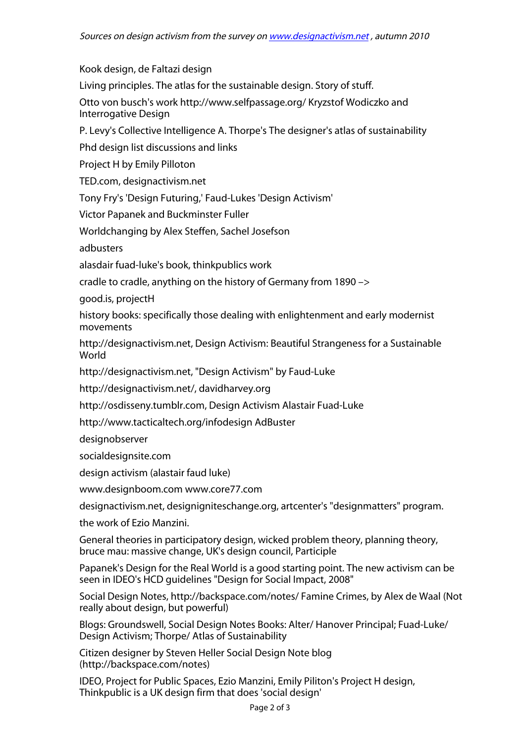*Sources on design activism from the survey on [www.designactivism.net](http://www.designactivism.net) , autumn 2010*

Kook design, de Faltazi design

Living principles. The atlas for the sustainable design. Story of stuff.

Otto von busch's work http://www.selfpassage.org/ Kryzstof Wodiczko and Interrogative Design

P. Levy's Collective Intelligence A. Thorpe's The designer's atlas of sustainability

Phd design list discussions and links

Project H by Emily Pilloton

TED.com, designactivism.net

Tony Fry's 'Design Futuring,' Faud-Lukes 'Design Activism'

Victor Papanek and Buckminster Fuller

Worldchanging by Alex Steffen, Sachel Josefson

adbusters

alasdair fuad-luke's book, thinkpublics work

cradle to cradle, anything on the history of Germany from 1890 –>

good.is, projectH

history books: specifically those dealing with enlightenment and early modernist movements

http://designactivism.net, Design Activism: Beautiful Strangeness for a Sustainable World

http://designactivism.net, "Design Activism" by Faud-Luke

http://designactivism.net/, davidharvey.org

http://osdisseny.tumblr.com, Design Activism Alastair Fuad-Luke

http://www.tacticaltech.org/infodesign AdBuster

designobserver

socialdesignsite.com

design activism (alastair faud luke)

www.designboom.com www.core77.com

designactivism.net, designigniteschange.org, artcenter's "designmatters" program.

the work of Ezio Manzini.

General theories in participatory design, wicked problem theory, planning theory, bruce mau: massive change, UK's design council, Participle

Papanek's Design for the Real World is a good starting point. The new activism can be seen in IDEO's HCD guidelines "Design for Social Impact, 2008"

Social Design Notes, http://backspace.com/notes/ Famine Crimes, by Alex de Waal (Not really about design, but powerful)

Blogs: Groundswell, Social Design Notes Books: Alter/ Hanover Principal; Fuad-Luke/ Design Activism; Thorpe/ Atlas of Sustainability

Citizen designer by Steven Heller Social Design Note blog (http://backspace.com/notes)

IDEO, Project for Public Spaces, Ezio Manzini, Emily Piliton's Project H design, Thinkpublic is a UK design firm that does 'social design'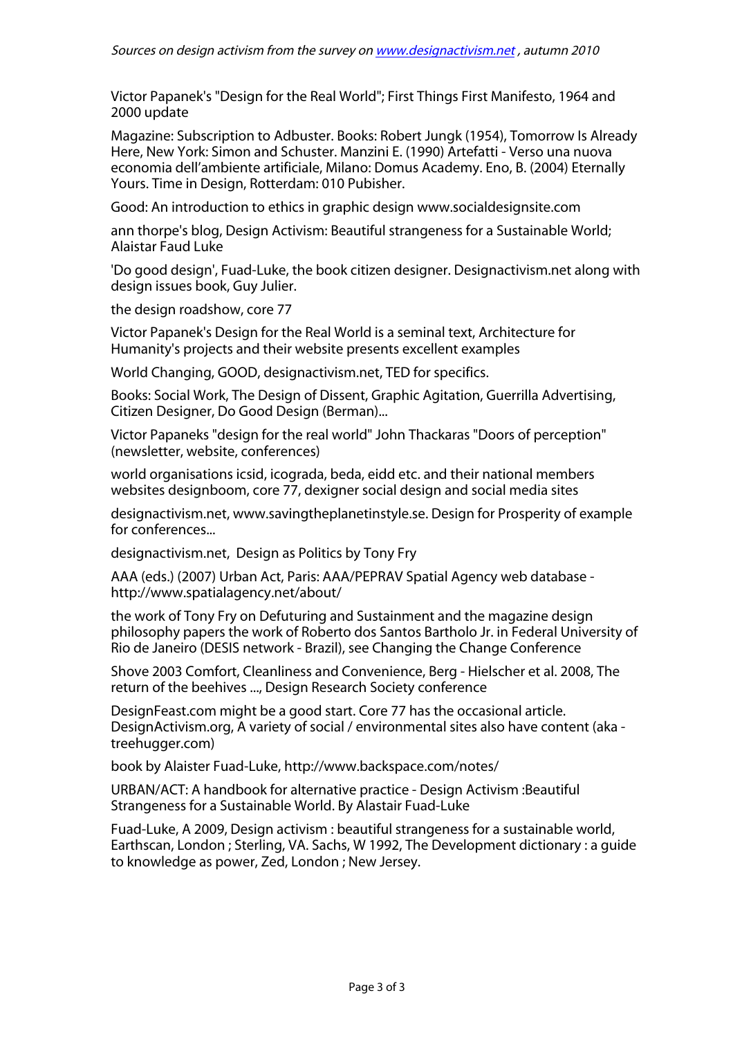*Sources on design activism from the survey on [www.designactivism.net](www.designactivism.net) , autumn 2010*

Victor Papanek's "Design for the Real World"; First Things First Manifesto, 1964 and 2000 update

Magazine: Subscription to Adbuster. Books: Robert Jungk (1954), Tomorrow Is Already Here, New York: Simon and Schuster. Manzini E. (1990) Artefatti - Verso una nuova economia dell'ambiente artificiale, Milano: Domus Academy. Eno, B. (2004) Eternally Yours. Time in Design, Rotterdam: 010 Pubisher.

Good: An introduction to ethics in graphic design www.socialdesignsite.com

ann thorpe's blog, Design Activism: Beautiful strangeness for a Sustainable World; Alaistar Faud Luke

'Do good design', Fuad-Luke, the book citizen designer. Designactivism.net along with design issues book, Guy Julier.

the design roadshow, core 77

Victor Papanek's Design for the Real World is a seminal text, Architecture for Humanity's projects and their website presents excellent examples

World Changing, GOOD, designactivism.net, TED for specifics.

Books: Social Work, The Design of Dissent, Graphic Agitation, Guerrilla Advertising, Citizen Designer, Do Good Design (Berman)...

Victor Papaneks "design for the real world" John Thackaras "Doors of perception" (newsletter, website, conferences)

world organisations icsid, icograda, beda, eidd etc. and their national members websites designboom, core 77, dexigner social design and social media sites

designactivism.net, www.savingtheplanetinstyle.se. Design for Prosperity of example for conferences...

designactivism.net, Design as Politics by Tony Fry

AAA (eds.) (2007) Urban Act, Paris: AAA/PEPRAV Spatial Agency web database - http://www.spatialagency.net/about/

the work of Tony Fry on Defuturing and Sustainment and the magazine design philosophy papers the work of Roberto dos Santos Bartholo Jr. in Federal University of Rio de Janeiro (DESIS network - Brazil), see Changing the Change Conference

Shove 2003 Comfort, Cleanliness and Convenience, Berg - Hielscher et al. 2008, The return of the beehives ..., Design Research Society conference

DesignFeast.com might be a good start. Core 77 has the occasional article. DesignActivism.org, A variety of social / environmental sites also have content (aka - treehugger.com)

book by Alaister Fuad-Luke, http://www.backspace.com/notes/

URBAN/ACT: A handbook for alternative practice - Design Activism :Beautiful Strangeness for a Sustainable World. By Alastair Fuad-Luke

Fuad-Luke, A 2009, Design activism : beautiful strangeness for a sustainable world, Earthscan, London ; Sterling, VA. Sachs, W 1992, The Development dictionary : a guide to knowledge as power, Zed, London ; New Jersey.